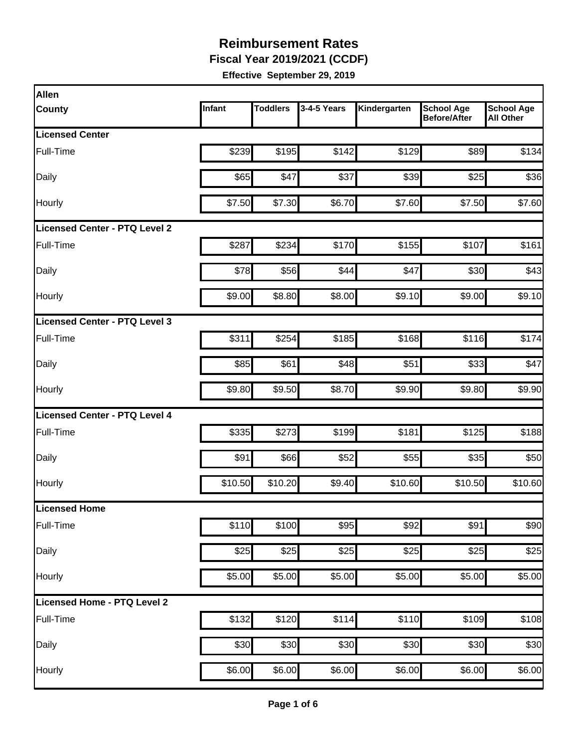# Reimbursement Rates

**Fiscal Year 2019/2021 (CCDF)**

**Effective September 29, 2019**

| Allen County | Infant | Toddlers | 3-4-5 Years | Kindergarten | School Age Before/After | School Age All Other |
|---|---|---|---|---|---|---|
| **Licensed Center** | | | | | | |
| Full-Time | $239 | $195 | $142 | $129 | $89 | $134 |
| Daily | $65 | $47 | $37 | $39 | $25 | $36 |
| Hourly | $7.50 | $7.30 | $6.70 | $7.60 | $7.50 | $7.60 |
| **Licensed Center - PTQ Level 2** | | | | | | |
| Full-Time | $287 | $234 | $170 | $155 | $107 | $161 |
| Daily | $78 | $56 | $44 | $47 | $30 | $43 |
| Hourly | $9.00 | $8.80 | $8.00 | $9.10 | $9.00 | $9.10 |
| **Licensed Center - PTQ Level 3** | | | | | | |
| Full-Time | $311 | $254 | $185 | $168 | $116 | $174 |
| Daily | $85 | $61 | $48 | $51 | $33 | $47 |
| Hourly | $9.80 | $9.50 | $8.70 | $9.90 | $9.80 | $9.90 |
| **Licensed Center - PTQ Level 4** | | | | | | |
| Full-Time | $335 | $273 | $199 | $181 | $125 | $188 |
| Daily | $91 | $66 | $52 | $55 | $35 | $50 |
| Hourly | $10.50 | $10.20 | $9.40 | $10.60 | $10.50 | $10.60 |
| **Licensed Home** | | | | | | |
| Full-Time | $110 | $100 | $95 | $92 | $91 | $90 |
| Daily | $25 | $25 | $25 | $25 | $25 | $25 |
| Hourly | $5.00 | $5.00 | $5.00 | $5.00 | $5.00 | $5.00 |
| **Licensed Home - PTQ Level 2** | | | | | | |
| Full-Time | $132 | $120 | $114 | $110 | $109 | $108 |
| Daily | $30 | $30 | $30 | $30 | $30 | $30 |
| Hourly | $6.00 | $6.00 | $6.00 | $6.00 | $6.00 | $6.00 |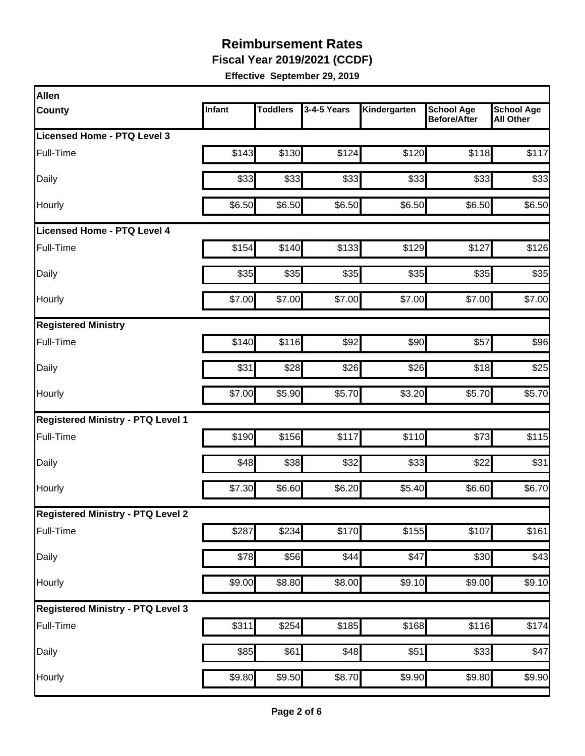# Reimbursement Rates

**Fiscal Year 2019/2021 (CCDF)**

**Effective September 29, 2019**

| Allen County | Infant | Toddlers | 3-4-5 Years | Kindergarten | School Age Before/After | School Age All Other |
|---|---|---|---|---|---|---|
| **Licensed Home - PTQ Level 3** | | | | | | |
| Full-Time | $143 | $130 | $124 | $120 | $118 | $117 |
| Daily | $33 | $33 | $33 | $33 | $33 | $33 |
| Hourly | $6.50 | $6.50 | $6.50 | $6.50 | $6.50 | $6.50 |
| **Licensed Home - PTQ Level 4** | | | | | | |
| Full-Time | $154 | $140 | $133 | $129 | $127 | $126 |
| Daily | $35 | $35 | $35 | $35 | $35 | $35 |
| Hourly | $7.00 | $7.00 | $7.00 | $7.00 | $7.00 | $7.00 |
| **Registered Ministry** | | | | | | |
| Full-Time | $140 | $116 | $92 | $90 | $57 | $96 |
| Daily | $31 | $28 | $26 | $26 | $18 | $25 |
| Hourly | $7.00 | $5.90 | $5.70 | $3.20 | $5.70 | $5.70 |
| **Registered Ministry - PTQ Level 1** | | | | | | |
| Full-Time | $190 | $156 | $117 | $110 | $73 | $115 |
| Daily | $48 | $38 | $32 | $33 | $22 | $31 |
| Hourly | $7.30 | $6.60 | $6.20 | $5.40 | $6.60 | $6.70 |
| **Registered Ministry - PTQ Level 2** | | | | | | |
| Full-Time | $287 | $234 | $170 | $155 | $107 | $161 |
| Daily | $78 | $56 | $44 | $47 | $30 | $43 |
| Hourly | $9.00 | $8.80 | $8.00 | $9.10 | $9.00 | $9.10 |
| **Registered Ministry - PTQ Level 3** | | | | | | |
| Full-Time | $311 | $254 | $185 | $168 | $116 | $174 |
| Daily | $85 | $61 | $48 | $51 | $33 | $47 |
| Hourly | $9.80 | $9.50 | $8.70 | $9.90 | $9.80 | $9.90 |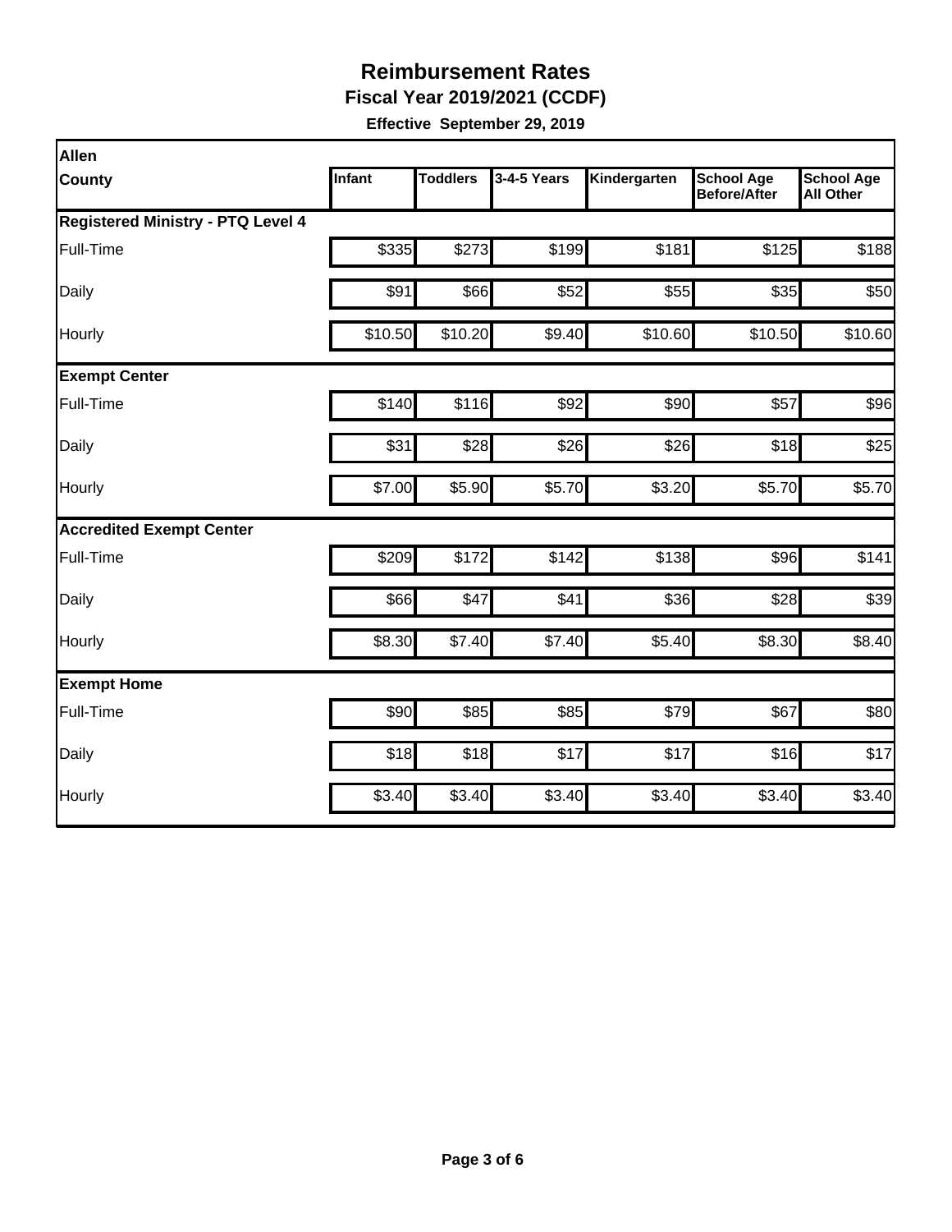# Reimbursement Rates

## Fiscal Year 2019/2021 (CCDF)

**Effective September 29, 2019**

| Allen County | Infant | Toddlers | 3-4-5 Years | Kindergarten | School Age Before/After | School Age All Other |
|---|---|---|---|---|---|---|
| **Registered Ministry - PTQ Level 4** | | | | | | |
| Full-Time | $335 | $273 | $199 | $181 | $125 | $188 |
| Daily | $91 | $66 | $52 | $55 | $35 | $50 |
| Hourly | $10.50 | $10.20 | $9.40 | $10.60 | $10.50 | $10.60 |
| **Exempt Center** | | | | | | |
| Full-Time | $140 | $116 | $92 | $90 | $57 | $96 |
| Daily | $31 | $28 | $26 | $26 | $18 | $25 |
| Hourly | $7.00 | $5.90 | $5.70 | $3.20 | $5.70 | $5.70 |
| **Accredited Exempt Center** | | | | | | |
| Full-Time | $209 | $172 | $142 | $138 | $96 | $141 |
| Daily | $66 | $47 | $41 | $36 | $28 | $39 |
| Hourly | $8.30 | $7.40 | $7.40 | $5.40 | $8.30 | $8.40 |
| **Exempt Home** | | | | | | |
| Full-Time | $90 | $85 | $85 | $79 | $67 | $80 |
| Daily | $18 | $18 | $17 | $17 | $16 | $17 |
| Hourly | $3.40 | $3.40 | $3.40 | $3.40 | $3.40 | $3.40 |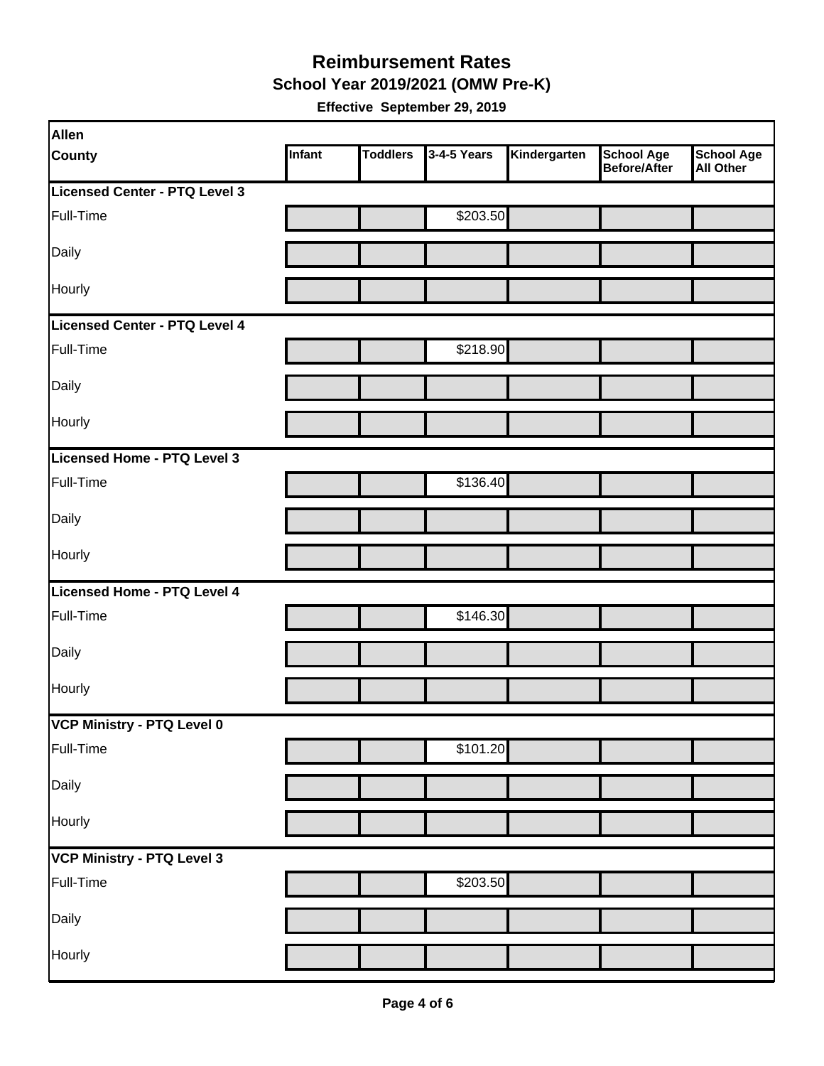# Reimbursement Rates

## School Year 2019/2021 (OMW Pre-K)

**Effective September 29, 2019**

| Allen County | Infant | Toddlers | 3-4-5 Years | Kindergarten | School Age Before/After | School Age All Other |
|---|---|---|---|---|---|---|
| **Licensed Center - PTQ Level 3** | | | | | | |
| Full-Time | | | $203.50 | | | |
| Daily | | | | | | |
| Hourly | | | | | | |
| **Licensed Center - PTQ Level 4** | | | | | | |
| Full-Time | | | $218.90 | | | |
| Daily | | | | | | |
| Hourly | | | | | | |
| **Licensed Home - PTQ Level 3** | | | | | | |
| Full-Time | | | $136.40 | | | |
| Daily | | | | | | |
| Hourly | | | | | | |
| **Licensed Home - PTQ Level 4** | | | | | | |
| Full-Time | | | $146.30 | | | |
| Daily | | | | | | |
| Hourly | | | | | | |
| **VCP Ministry - PTQ Level 0** | | | | | | |
| Full-Time | | | $101.20 | | | |
| Daily | | | | | | |
| Hourly | | | | | | |
| **VCP Ministry - PTQ Level 3** | | | | | | |
| Full-Time | | | $203.50 | | | |
| Daily | | | | | | |
| Hourly | | | | | | |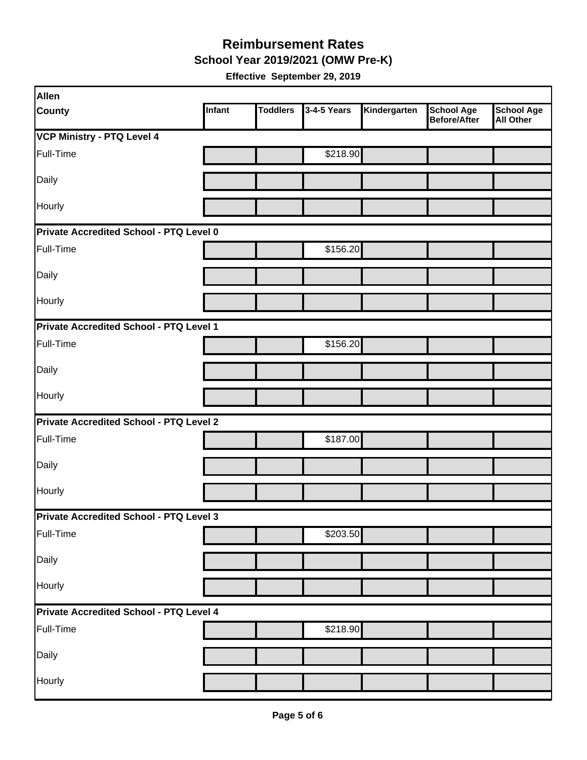# Reimbursement Rates

## School Year 2019/2021 (OMW Pre-K)

**Effective September 29, 2019**

| Allen County | Infant | Toddlers | 3-4-5 Years | Kindergarten | School Age Before/After | School Age All Other |
|---|---|---|---|---|---|---|
| **VCP Ministry - PTQ Level 4** | | | | | | |
| Full-Time | | | $218.90 | | | |
| Daily | | | | | | |
| Hourly | | | | | | |
| **Private Accredited School - PTQ Level 0** | | | | | | |
| Full-Time | | | $156.20 | | | |
| Daily | | | | | | |
| Hourly | | | | | | |
| **Private Accredited School - PTQ Level 1** | | | | | | |
| Full-Time | | | $156.20 | | | |
| Daily | | | | | | |
| Hourly | | | | | | |
| **Private Accredited School - PTQ Level 2** | | | | | | |
| Full-Time | | | $187.00 | | | |
| Daily | | | | | | |
| Hourly | | | | | | |
| **Private Accredited School - PTQ Level 3** | | | | | | |
| Full-Time | | | $203.50 | | | |
| Daily | | | | | | |
| Hourly | | | | | | |
| **Private Accredited School - PTQ Level 4** | | | | | | |
| Full-Time | | | $218.90 | | | |
| Daily | | | | | | |
| Hourly | | | | | | |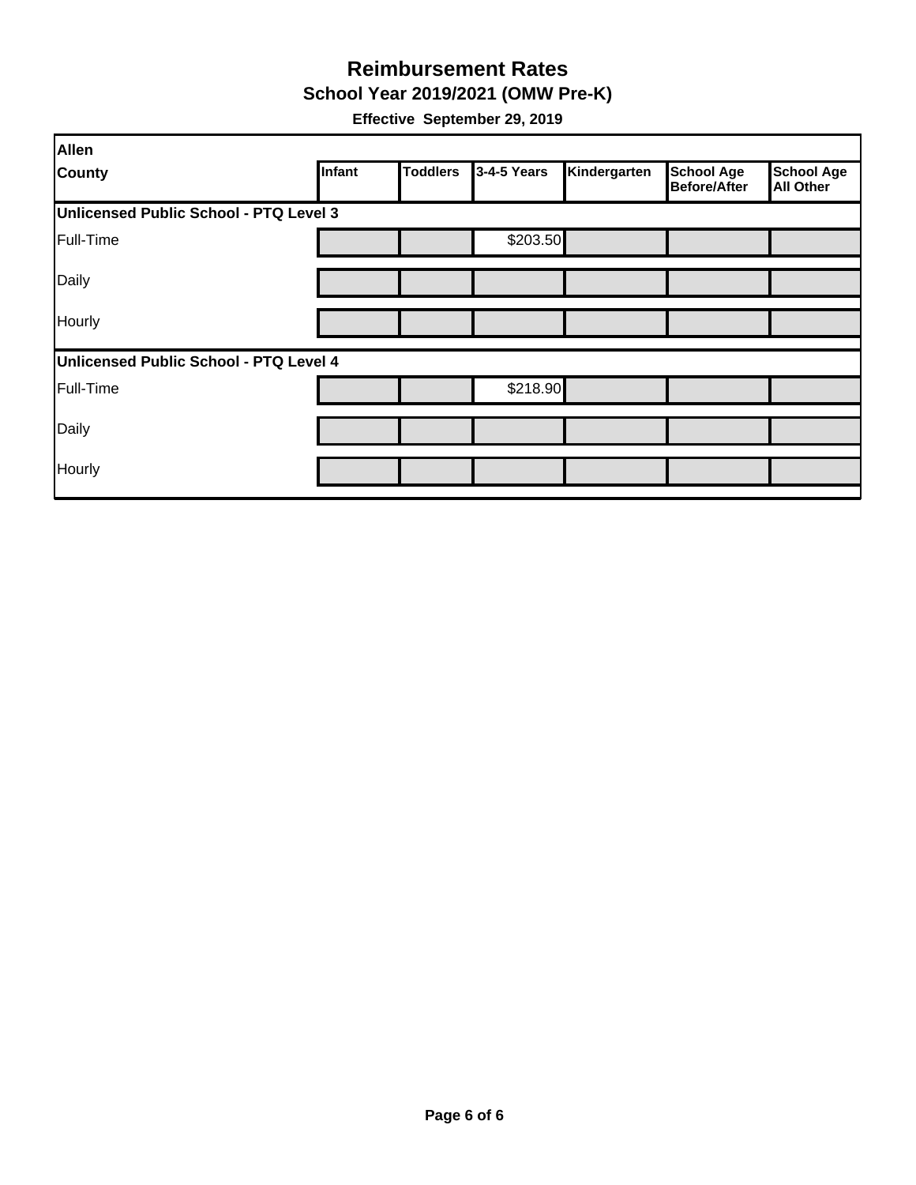# Reimbursement Rates

## School Year 2019/2021 (OMW Pre-K)

**Effective September 29, 2019**

| Allen County | Infant | Toddlers | 3-4-5 Years | Kindergarten | School Age Before/After | School Age All Other |
|---|---|---|---|---|---|---|
| **Unlicensed Public School - PTQ Level 3** | | | | | | |
| Full-Time | | | $203.50 | | | |
| Daily | | | | | | |
| Hourly | | | | | | |
| **Unlicensed Public School - PTQ Level 4** | | | | | | |
| Full-Time | | | $218.90 | | | |
| Daily | | | | | | |
| Hourly | | | | | | |